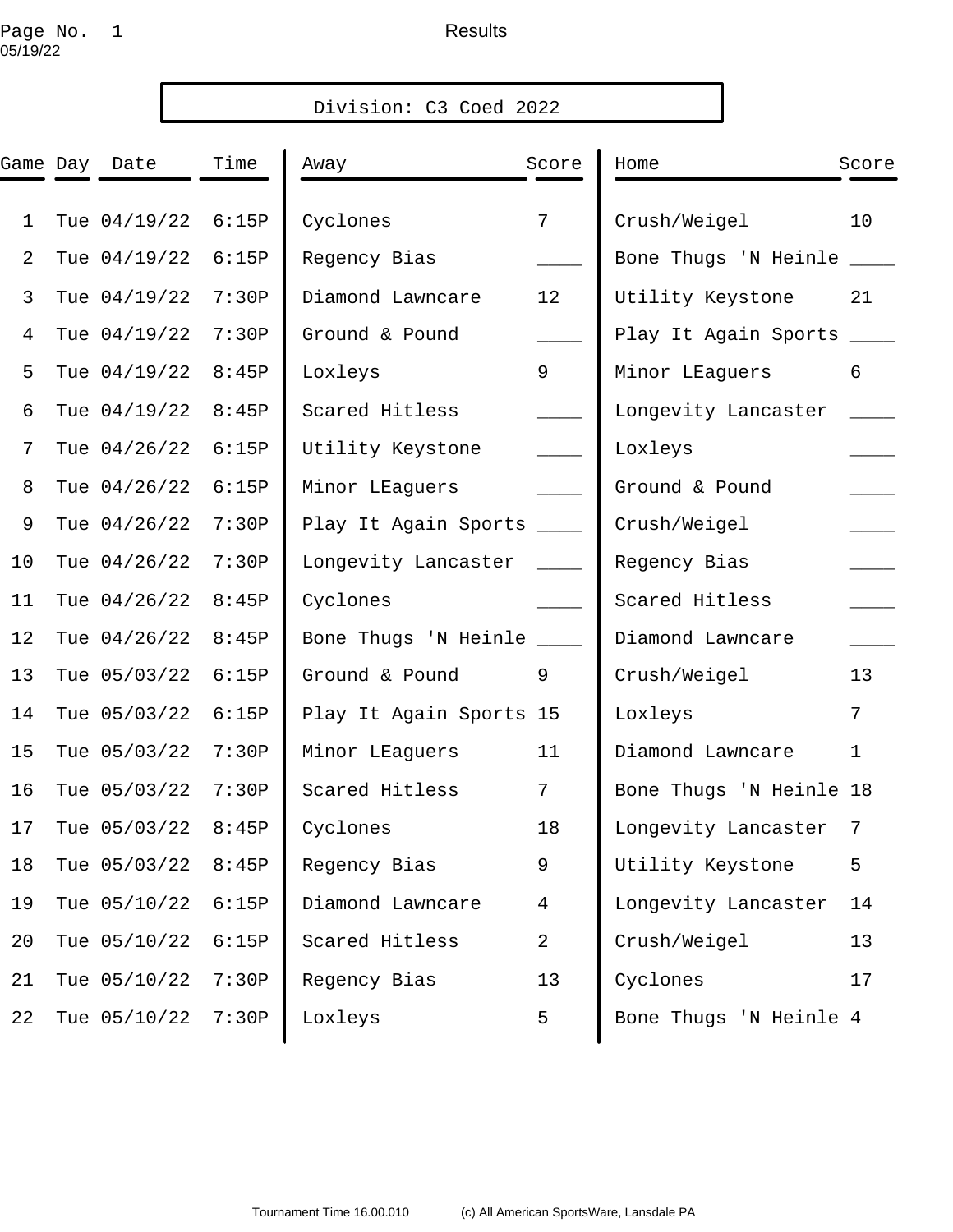Results

05/19/22

## Division: C3 Coed 2022

| Game | Day | Date | Time | Away | Score | Home | Score |
|---|---|---|---|---|---|---|---|
| 1 | Tue | 04/19/22 | 6:15P | Cyclones | 7 | Crush/Weigel | 10 |
| 2 | Tue | 04/19/22 | 6:15P | Regency Bias | ____ | Bone Thugs 'N Heinle | ____ |
| 3 | Tue | 04/19/22 | 7:30P | Diamond Lawncare | 12 | Utility Keystone | 21 |
| 4 | Tue | 04/19/22 | 7:30P | Ground & Pound | ____ | Play It Again Sports | ____ |
| 5 | Tue | 04/19/22 | 8:45P | Loxleys | 9 | Minor LEaguers | 6 |
| 6 | Tue | 04/19/22 | 8:45P | Scared Hitless | ____ | Longevity Lancaster | ____ |
| 7 | Tue | 04/26/22 | 6:15P | Utility Keystone | ____ | Loxleys | ____ |
| 8 | Tue | 04/26/22 | 6:15P | Minor LEaguers | ____ | Ground & Pound | ____ |
| 9 | Tue | 04/26/22 | 7:30P | Play It Again Sports | ____ | Crush/Weigel | ____ |
| 10 | Tue | 04/26/22 | 7:30P | Longevity Lancaster | ____ | Regency Bias | ____ |
| 11 | Tue | 04/26/22 | 8:45P | Cyclones | ____ | Scared Hitless | ____ |
| 12 | Tue | 04/26/22 | 8:45P | Bone Thugs 'N Heinle | ____ | Diamond Lawncare | ____ |
| 13 | Tue | 05/03/22 | 6:15P | Ground & Pound | 9 | Crush/Weigel | 13 |
| 14 | Tue | 05/03/22 | 6:15P | Play It Again Sports | 15 | Loxleys | 7 |
| 15 | Tue | 05/03/22 | 7:30P | Minor LEaguers | 11 | Diamond Lawncare | 1 |
| 16 | Tue | 05/03/22 | 7:30P | Scared Hitless | 7 | Bone Thugs 'N Heinle | 18 |
| 17 | Tue | 05/03/22 | 8:45P | Cyclones | 18 | Longevity Lancaster | 7 |
| 18 | Tue | 05/03/22 | 8:45P | Regency Bias | 9 | Utility Keystone | 5 |
| 19 | Tue | 05/10/22 | 6:15P | Diamond Lawncare | 4 | Longevity Lancaster | 14 |
| 20 | Tue | 05/10/22 | 6:15P | Scared Hitless | 2 | Crush/Weigel | 13 |
| 21 | Tue | 05/10/22 | 7:30P | Regency Bias | 13 | Cyclones | 17 |
| 22 | Tue | 05/10/22 | 7:30P | Loxleys | 5 | Bone Thugs 'N Heinle | 4 |

Tournament Time 16.00.010 (c) All American SportsWare, Lansdale PA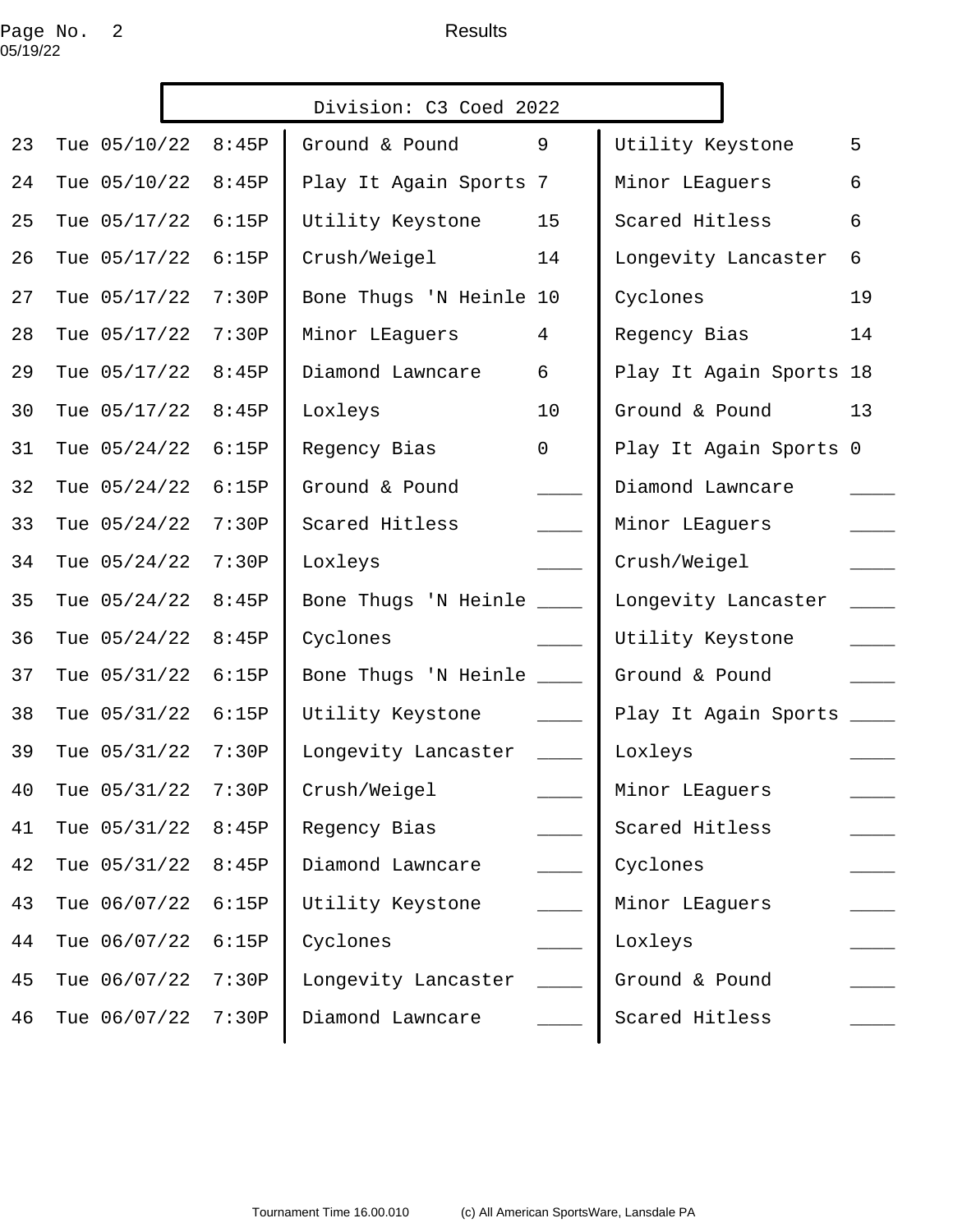Results

## Division: C3 Coed 2022

| # | Day | Date | Time | Team | Score | Team | Score |
|---|---|---|---|---|---|---|---|
| 23 | Tue | 05/10/22 | 8:45P | Ground & Pound | 9 | Utility Keystone | 5 |
| 24 | Tue | 05/10/22 | 8:45P | Play It Again Sports | 7 | Minor LEaguers | 6 |
| 25 | Tue | 05/17/22 | 6:15P | Utility Keystone | 15 | Scared Hitless | 6 |
| 26 | Tue | 05/17/22 | 6:15P | Crush/Weigel | 14 | Longevity Lancaster | 6 |
| 27 | Tue | 05/17/22 | 7:30P | Bone Thugs 'N Heinle | 10 | Cyclones | 19 |
| 28 | Tue | 05/17/22 | 7:30P | Minor LEaguers | 4 | Regency Bias | 14 |
| 29 | Tue | 05/17/22 | 8:45P | Diamond Lawncare | 6 | Play It Again Sports | 18 |
| 30 | Tue | 05/17/22 | 8:45P | Loxleys | 10 | Ground & Pound | 13 |
| 31 | Tue | 05/24/22 | 6:15P | Regency Bias | 0 | Play It Again Sports | 0 |
| 32 | Tue | 05/24/22 | 6:15P | Ground & Pound | ____ | Diamond Lawncare | ____ |
| 33 | Tue | 05/24/22 | 7:30P | Scared Hitless | ____ | Minor LEaguers | ____ |
| 34 | Tue | 05/24/22 | 7:30P | Loxleys | ____ | Crush/Weigel | ____ |
| 35 | Tue | 05/24/22 | 8:45P | Bone Thugs 'N Heinle | ____ | Longevity Lancaster | ____ |
| 36 | Tue | 05/24/22 | 8:45P | Cyclones | ____ | Utility Keystone | ____ |
| 37 | Tue | 05/31/22 | 6:15P | Bone Thugs 'N Heinle | ____ | Ground & Pound | ____ |
| 38 | Tue | 05/31/22 | 6:15P | Utility Keystone | ____ | Play It Again Sports | ____ |
| 39 | Tue | 05/31/22 | 7:30P | Longevity Lancaster | ____ | Loxleys | ____ |
| 40 | Tue | 05/31/22 | 7:30P | Crush/Weigel | ____ | Minor LEaguers | ____ |
| 41 | Tue | 05/31/22 | 8:45P | Regency Bias | ____ | Scared Hitless | ____ |
| 42 | Tue | 05/31/22 | 8:45P | Diamond Lawncare | ____ | Cyclones | ____ |
| 43 | Tue | 06/07/22 | 6:15P | Utility Keystone | ____ | Minor LEaguers | ____ |
| 44 | Tue | 06/07/22 | 6:15P | Cyclones | ____ | Loxleys | ____ |
| 45 | Tue | 06/07/22 | 7:30P | Longevity Lancaster | ____ | Ground & Pound | ____ |
| 46 | Tue | 06/07/22 | 7:30P | Diamond Lawncare | ____ | Scared Hitless | ____ |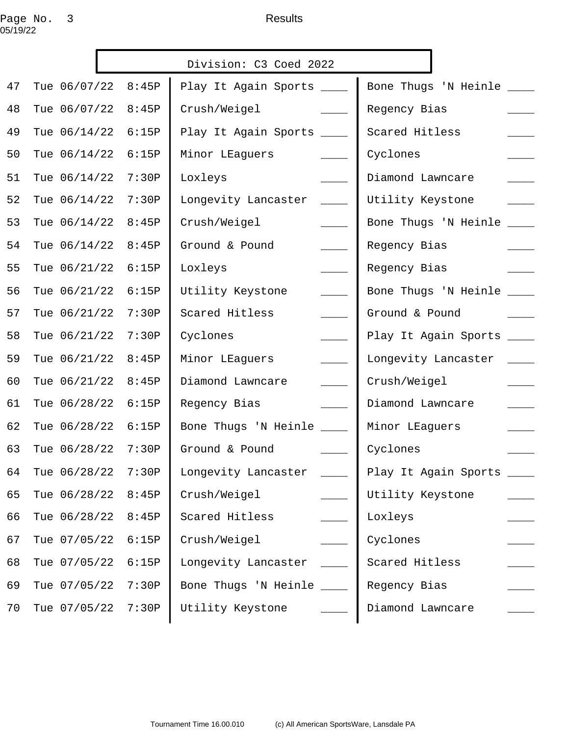Results

## Division: C3 Coed 2022

| # | Date | Time | Team | Score | Team | Score |
|---|---|---|---|---|---|---|
| 47 | Tue 06/07/22 | 8:45P | Play It Again Sports | ____ | Bone Thugs 'N Heinle | ____ |
| 48 | Tue 06/07/22 | 8:45P | Crush/Weigel | ____ | Regency Bias | ____ |
| 49 | Tue 06/14/22 | 6:15P | Play It Again Sports | ____ | Scared Hitless | ____ |
| 50 | Tue 06/14/22 | 6:15P | Minor LEaguers | ____ | Cyclones | ____ |
| 51 | Tue 06/14/22 | 7:30P | Loxleys | ____ | Diamond Lawncare | ____ |
| 52 | Tue 06/14/22 | 7:30P | Longevity Lancaster | ____ | Utility Keystone | ____ |
| 53 | Tue 06/14/22 | 8:45P | Crush/Weigel | ____ | Bone Thugs 'N Heinle | ____ |
| 54 | Tue 06/14/22 | 8:45P | Ground & Pound | ____ | Regency Bias | ____ |
| 55 | Tue 06/21/22 | 6:15P | Loxleys | ____ | Regency Bias | ____ |
| 56 | Tue 06/21/22 | 6:15P | Utility Keystone | ____ | Bone Thugs 'N Heinle | ____ |
| 57 | Tue 06/21/22 | 7:30P | Scared Hitless | ____ | Ground & Pound | ____ |
| 58 | Tue 06/21/22 | 7:30P | Cyclones | ____ | Play It Again Sports | ____ |
| 59 | Tue 06/21/22 | 8:45P | Minor LEaguers | ____ | Longevity Lancaster | ____ |
| 60 | Tue 06/21/22 | 8:45P | Diamond Lawncare | ____ | Crush/Weigel | ____ |
| 61 | Tue 06/28/22 | 6:15P | Regency Bias | ____ | Diamond Lawncare | ____ |
| 62 | Tue 06/28/22 | 6:15P | Bone Thugs 'N Heinle | ____ | Minor LEaguers | ____ |
| 63 | Tue 06/28/22 | 7:30P | Ground & Pound | ____ | Cyclones | ____ |
| 64 | Tue 06/28/22 | 7:30P | Longevity Lancaster | ____ | Play It Again Sports | ____ |
| 65 | Tue 06/28/22 | 8:45P | Crush/Weigel | ____ | Utility Keystone | ____ |
| 66 | Tue 06/28/22 | 8:45P | Scared Hitless | ____ | Loxleys | ____ |
| 67 | Tue 07/05/22 | 6:15P | Crush/Weigel | ____ | Cyclones | ____ |
| 68 | Tue 07/05/22 | 6:15P | Longevity Lancaster | ____ | Scared Hitless | ____ |
| 69 | Tue 07/05/22 | 7:30P | Bone Thugs 'N Heinle | ____ | Regency Bias | ____ |
| 70 | Tue 07/05/22 | 7:30P | Utility Keystone | ____ | Diamond Lawncare | ____ |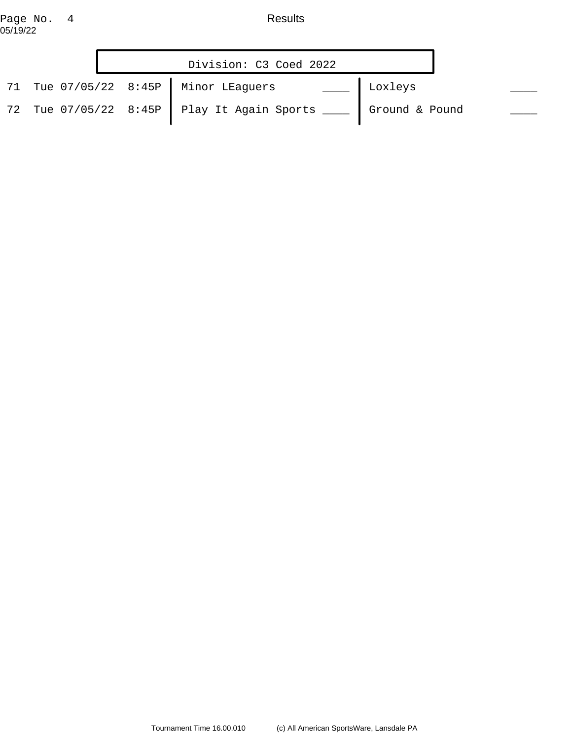Results

05/19/22

## Division: C3 Coed 2022

| | | | | | | |
|---|---|---|---|---|---|---|
| 71 | Tue 07/05/22 | 8:45P | Minor LEaguers | ____ | Loxleys | ____ |
| 72 | Tue 07/05/22 | 8:45P | Play It Again Sports | ____ | Ground & Pound | ____ |

Tournament Time 16.00.010 (c) All American SportsWare, Lansdale PA